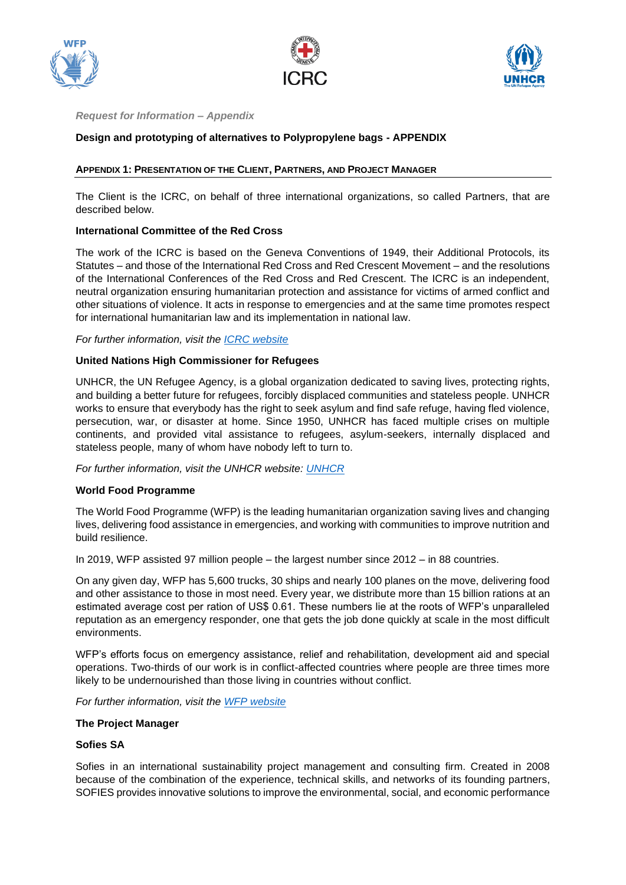*Request for Information – Appendix*

**Design and prototyping of alternatives to Polypropylene bags - APPENDIX**

## APPENDIX 1: PRESENTATION OF THE CLIENT, PARTNERS, AND PROJECT MANAGER

The Client is the ICRC, on behalf of three international organizations, so called Partners, that are described below.

### International Committee of the Red Cross

The work of the ICRC is based on the Geneva Conventions of 1949, their Additional Protocols, its Statutes – and those of the International Red Cross and Red Crescent Movement – and the resolutions of the International Conferences of the Red Cross and Red Crescent. The ICRC is an independent, neutral organization ensuring humanitarian protection and assistance for victims of armed conflict and other situations of violence. It acts in response to emergencies and at the same time promotes respect for international humanitarian law and its implementation in national law.

*For further information, visit the ICRC website*

### United Nations High Commissioner for Refugees

UNHCR, the UN Refugee Agency, is a global organization dedicated to saving lives, protecting rights, and building a better future for refugees, forcibly displaced communities and stateless people. UNHCR works to ensure that everybody has the right to seek asylum and find safe refuge, having fled violence, persecution, war, or disaster at home. Since 1950, UNHCR has faced multiple crises on multiple continents, and provided vital assistance to refugees, asylum-seekers, internally displaced and stateless people, many of whom have nobody left to turn to.

*For further information, visit the UNHCR website: UNHCR*

### World Food Programme

The World Food Programme (WFP) is the leading humanitarian organization saving lives and changing lives, delivering food assistance in emergencies, and working with communities to improve nutrition and build resilience.

In 2019, WFP assisted 97 million people – the largest number since 2012 – in 88 countries.

On any given day, WFP has 5,600 trucks, 30 ships and nearly 100 planes on the move, delivering food and other assistance to those in most need. Every year, we distribute more than 15 billion rations at an estimated average cost per ration of US$ 0.61. These numbers lie at the roots of WFP's unparalleled reputation as an emergency responder, one that gets the job done quickly at scale in the most difficult environments.

WFP's efforts focus on emergency assistance, relief and rehabilitation, development aid and special operations. Two-thirds of our work is in conflict-affected countries where people are three times more likely to be undernourished than those living in countries without conflict.

*For further information, visit the WFP website*

### The Project Manager

#### Sofies SA

Sofies in an international sustainability project management and consulting firm. Created in 2008 because of the combination of the experience, technical skills, and networks of its founding partners, SOFIES provides innovative solutions to improve the environmental, social, and economic performance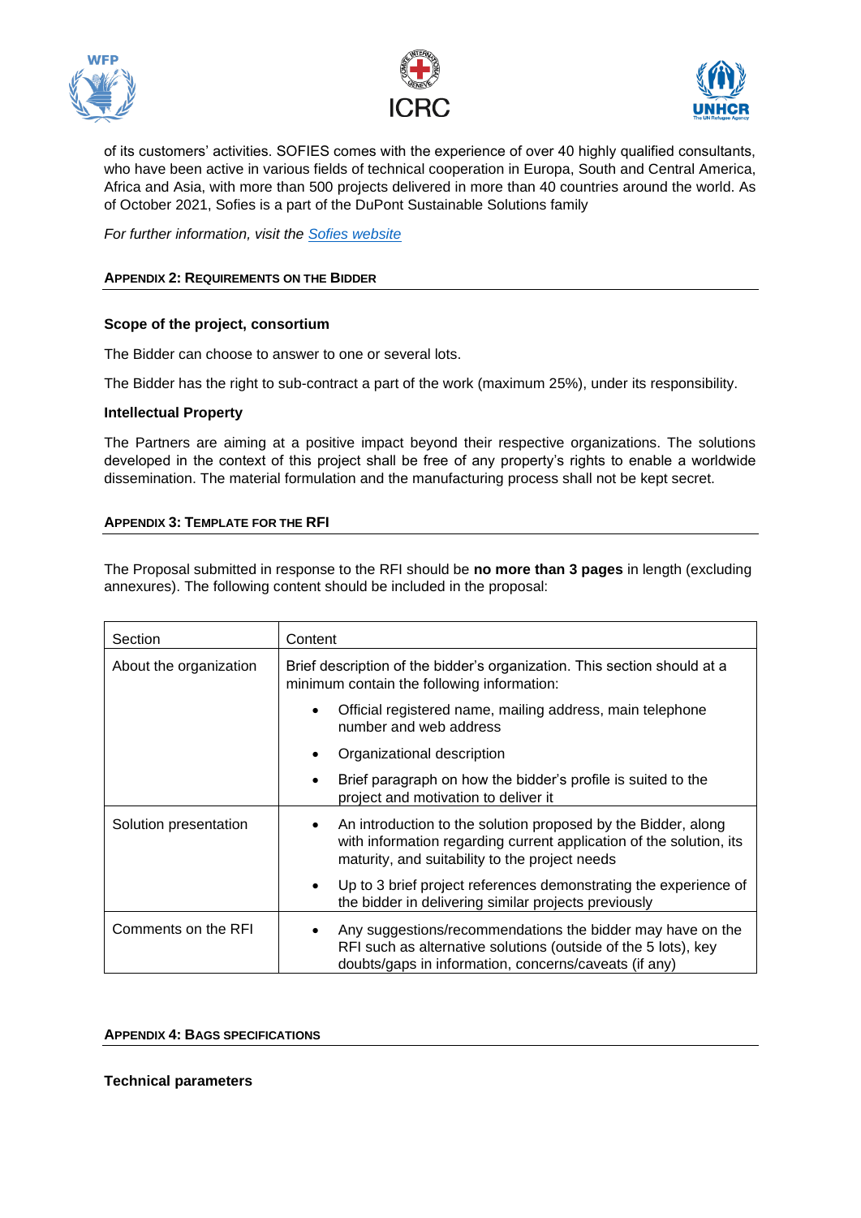of its customers' activities. SOFIES comes with the experience of over 40 highly qualified consultants, who have been active in various fields of technical cooperation in Europa, South and Central America, Africa and Asia, with more than 500 projects delivered in more than 40 countries around the world. As of October 2021, Sofies is a part of the DuPont Sustainable Solutions family

*For further information, visit the [Sofies website]()*

## APPENDIX 2: REQUIREMENTS ON THE BIDDER

### Scope of the project, consortium

The Bidder can choose to answer to one or several lots.

The Bidder has the right to sub-contract a part of the work (maximum 25%), under its responsibility.

### Intellectual Property

The Partners are aiming at a positive impact beyond their respective organizations. The solutions developed in the context of this project shall be free of any property's rights to enable a worldwide dissemination. The material formulation and the manufacturing process shall not be kept secret.

## APPENDIX 3: TEMPLATE FOR THE RFI

The Proposal submitted in response to the RFI should be **no more than 3 pages** in length (excluding annexures). The following content should be included in the proposal:

| Section | Content |
|---|---|
| About the organization | Brief description of the bidder's organization. This section should at a minimum contain the following information:<br>• Official registered name, mailing address, main telephone number and web address<br>• Organizational description<br>• Brief paragraph on how the bidder's profile is suited to the project and motivation to deliver it |
| Solution presentation | • An introduction to the solution proposed by the Bidder, along with information regarding current application of the solution, its maturity, and suitability to the project needs<br>• Up to 3 brief project references demonstrating the experience of the bidder in delivering similar projects previously |
| Comments on the RFI | • Any suggestions/recommendations the bidder may have on the RFI such as alternative solutions (outside of the 5 lots), key doubts/gaps in information, concerns/caveats (if any) |

## APPENDIX 4: BAGS SPECIFICATIONS

### Technical parameters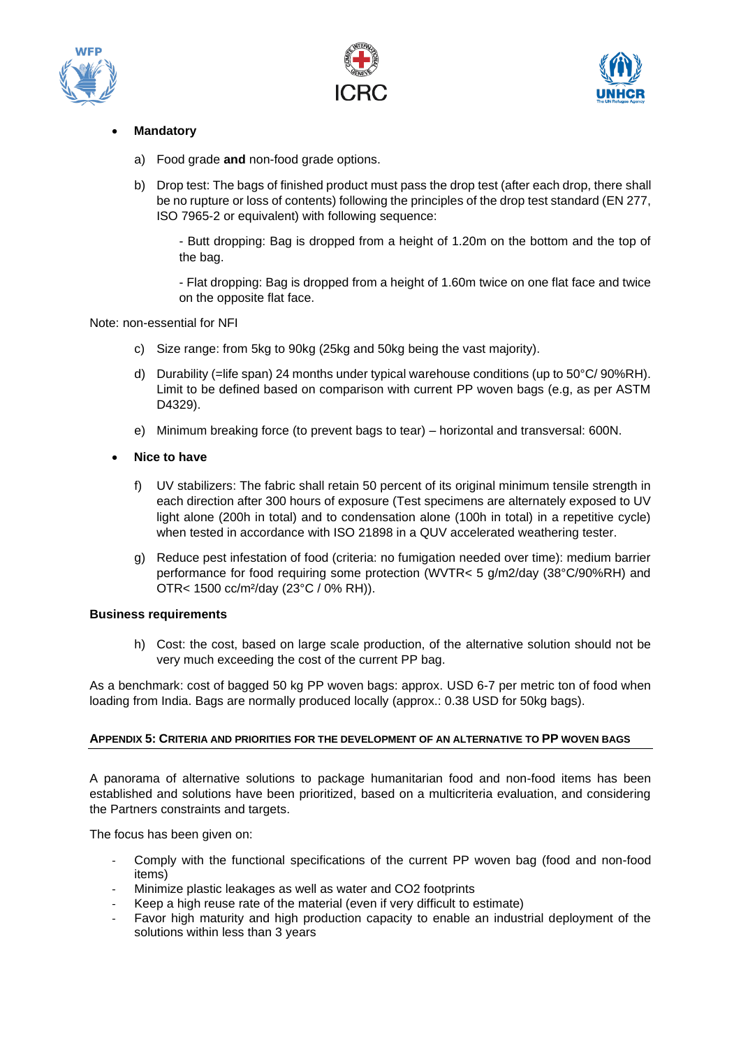- **Mandatory**

  a) Food grade **and** non-food grade options.

  b) Drop test: The bags of finished product must pass the drop test (after each drop, there shall be no rupture or loss of contents) following the principles of the drop test standard (EN 277, ISO 7965-2 or equivalent) with following sequence:

     - Butt dropping: Bag is dropped from a height of 1.20m on the bottom and the top of the bag.

     - Flat dropping: Bag is dropped from a height of 1.60m twice on one flat face and twice on the opposite flat face.

Note: non-essential for NFI

  c) Size range: from 5kg to 90kg (25kg and 50kg being the vast majority).

  d) Durability (=life span) 24 months under typical warehouse conditions (up to 50°C/ 90%RH). Limit to be defined based on comparison with current PP woven bags (e.g, as per ASTM D4329).

  e) Minimum breaking force (to prevent bags to tear) – horizontal and transversal: 600N.

- **Nice to have**

  f) UV stabilizers: The fabric shall retain 50 percent of its original minimum tensile strength in each direction after 300 hours of exposure (Test specimens are alternately exposed to UV light alone (200h in total) and to condensation alone (100h in total) in a repetitive cycle) when tested in accordance with ISO 21898 in a QUV accelerated weathering tester.

  g) Reduce pest infestation of food (criteria: no fumigation needed over time): medium barrier performance for food requiring some protection (WVTR< 5 g/m2/day (38°C/90%RH) and OTR< 1500 cc/m²/day (23°C / 0% RH)).

**Business requirements**

  h) Cost: the cost, based on large scale production, of the alternative solution should not be very much exceeding the cost of the current PP bag.

As a benchmark: cost of bagged 50 kg PP woven bags: approx. USD 6-7 per metric ton of food when loading from India. Bags are normally produced locally (approx.: 0.38 USD for 50kg bags).

#### APPENDIX 5: CRITERIA AND PRIORITIES FOR THE DEVELOPMENT OF AN ALTERNATIVE TO PP WOVEN BAGS

A panorama of alternative solutions to package humanitarian food and non-food items has been established and solutions have been prioritized, based on a multicriteria evaluation, and considering the Partners constraints and targets.

The focus has been given on:

- Comply with the functional specifications of the current PP woven bag (food and non-food items)
- Minimize plastic leakages as well as water and CO2 footprints
- Keep a high reuse rate of the material (even if very difficult to estimate)
- Favor high maturity and high production capacity to enable an industrial deployment of the solutions within less than 3 years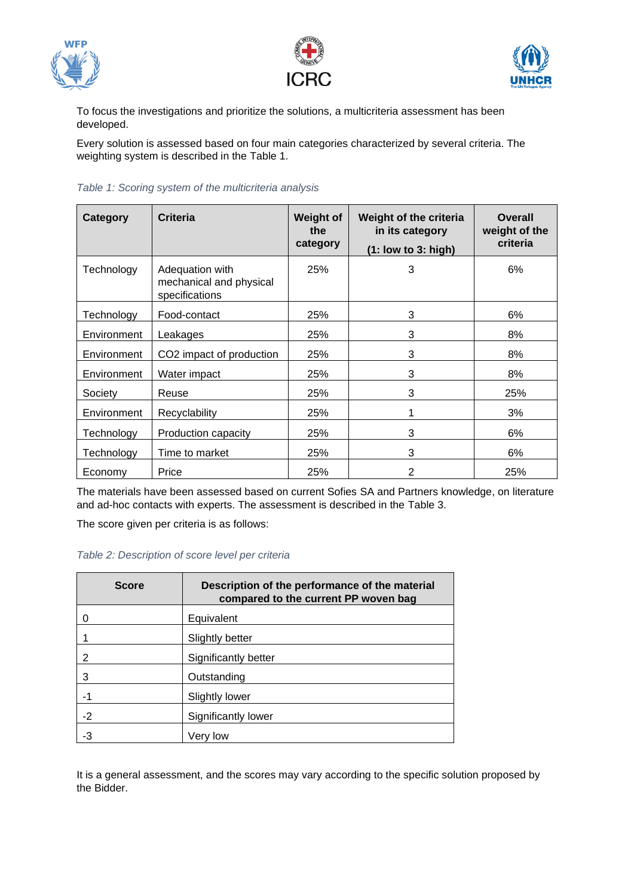To focus the investigations and prioritize the solutions, a multicriteria assessment has been developed.

Every solution is assessed based on four main categories characterized by several criteria. The weighting system is described in the Table 1.

*Table 1: Scoring system of the multicriteria analysis*

| Category | Criteria | Weight of the category | Weight of the criteria in its category (1: low to 3: high) | Overall weight of the criteria |
|---|---|---|---|---|
| Technology | Adequation with mechanical and physical specifications | 25% | 3 | 6% |
| Technology | Food-contact | 25% | 3 | 6% |
| Environment | Leakages | 25% | 3 | 8% |
| Environment | CO2 impact of production | 25% | 3 | 8% |
| Environment | Water impact | 25% | 3 | 8% |
| Society | Reuse | 25% | 3 | 25% |
| Environment | Recyclability | 25% | 1 | 3% |
| Technology | Production capacity | 25% | 3 | 6% |
| Technology | Time to market | 25% | 3 | 6% |
| Economy | Price | 25% | 2 | 25% |

The materials have been assessed based on current Sofies SA and Partners knowledge, on literature and ad-hoc contacts with experts. The assessment is described in the Table 3.

The score given per criteria is as follows:

*Table 2: Description of score level per criteria*

| Score | Description of the performance of the material compared to the current PP woven bag |
|---|---|
| 0 | Equivalent |
| 1 | Slightly better |
| 2 | Significantly better |
| 3 | Outstanding |
| -1 | Slightly lower |
| -2 | Significantly lower |
| -3 | Very low |

It is a general assessment, and the scores may vary according to the specific solution proposed by the Bidder.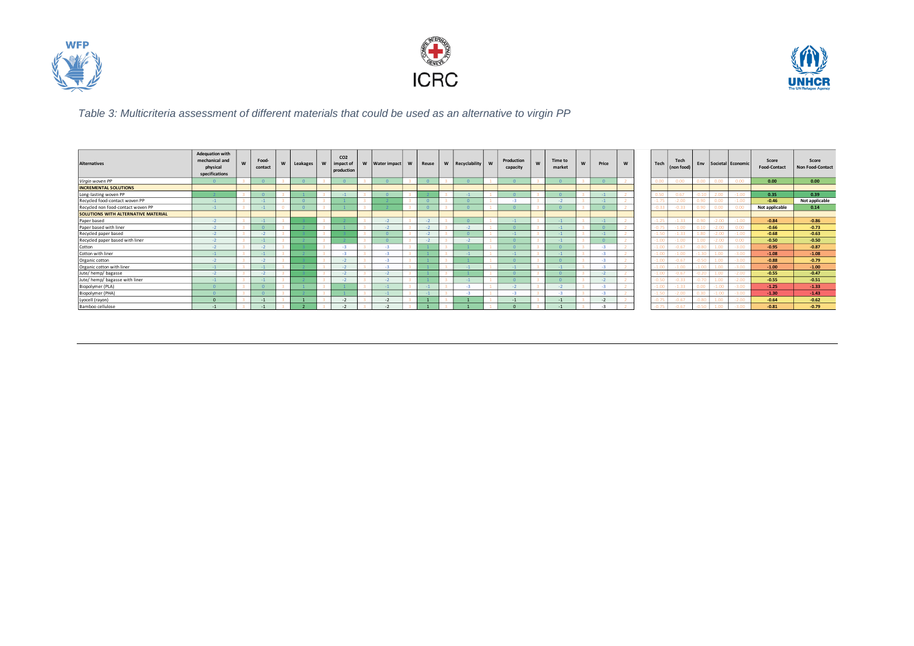*Table 3: Multicriteria assessment of different materials that could be used as an alternative to virgin PP*

| Alternatives | Adequation with mechanical and physical specifications | W | Food-contact | W | Leakages | W | CO2 impact of production | W | Water impact | W | Reuse | W | Recyclability | W | Production capacity | W | Time to market | W | Price | W | Tech | Tech (non food) | Env | Societal | Economic | Score Food-Contact | Score Non Food-Contact |
|---|---|---|---|---|---|---|---|---|---|---|---|---|---|---|---|---|---|---|---|---|---|---|---|---|---|---|---|
| *Virgin woven PP* | 0 | 3 | 0 | 3 | 0 | 3 | 0 | 3 | 0 | 3 | 0 | 3 | 0 | 1 | 0 | 3 | 0 | 3 | 0 | 2 | 0.00 | 0.00 | 0.00 | 0.00 | 0.00 | 0.00 | 0.00 |
| **INCREMENTAL SOLUTIONS** | | | | | | | | | | | | | | | | | | | | | | | | | | | |
| Long-lasting woven PP | 2 | 3 | 0 | 3 | 1 | 3 | -1 | 3 | 0 | 3 | 2 | 3 | -1 | 1 | 0 | 3 | 0 | 3 | -1 | 2 | 0.50 | 0.67 | -0.10 | 2.00 | -1.00 | 0.35 | 0.39 |
| Recycled food-contact woven PP | -1 | 3 | -1 | 3 | 0 | 3 | 1 | 3 | 2 | 3 | 0 | 3 | 0 | 1 | -3 | 3 | -2 | 3 | -1 | 2 | -1.75 | -2.00 | 0.80 | 0.00 | -1.00 | -0.46 | Not applicable |
| Recycled non food-contact woven PP | -1 | 3 | -1 | 0 | 0 | 3 | 1 | 3 | 2 | 3 | 0 | 3 | 0 | 1 | 0 | 3 | 0 | 3 | 0 | 2 | -0.33 | -0.33 | 0.80 | 0.00 | 0.00 | Not applicable | 0.14 |
| **SOLUTIONS WITH ALTERNATIVE MATERIAL** | | | | | | | | | | | | | | | | | | | | | | | | | | | |
| Paper based | -2 | 3 | -1 | 3 | 3 | 3 | 2 | 3 | -2 | 3 | -2 | 3 | 0 | 1 | -1 | 3 | -1 | 3 | -1 | 2 | -1.25 | -1.33 | 0.80 | -2.00 | -1.00 | -0.84 | -0.86 |
| Paper based with liner | -2 | 3 | 0 | 3 | 2 | 3 | 1 | 3 | -2 | 3 | -2 | 3 | -2 | 1 | 0 | 3 | -1 | 3 | 0 | 2 | -0.75 | -1.00 | 0.10 | -2.00 | 0.00 | -0.66 | -0.73 |
| Recycled paper based | -2 | 3 | -2 | 3 | 3 | 3 | 3 | 3 | 0 | 3 | -2 | 3 | 0 | 1 | -1 | 3 | -1 | 3 | -1 | 2 | -1.50 | -1.33 | 1.80 | -2.00 | -1.00 | -0.68 | -0.63 |
| Recycled paper based with liner | -2 | 3 | -1 | 3 | 2 | 3 | 2 | 3 | 0 | 3 | -2 | 3 | -2 | 1 | 0 | 3 | -1 | 3 | 0 | 2 | -1.00 | -1.00 | 1.00 | -2.00 | 0.00 | -0.50 | -0.50 |
| Cotton | -2 | 3 | -2 | 3 | 3 | 3 | -3 | 3 | -3 | 3 | 1 | 3 | 1 | 1 | 0 | 3 | 0 | 3 | -3 | 2 | -1.00 | -0.67 | 0.80 | 1.00 | -3.00 | -0.95 | -0.87 |
| Cotton with liner | -1 | 3 | -1 | 3 | 2 | 3 | -3 | 3 | -3 | 3 | 1 | 3 | -1 | 1 | -1 | 3 | -1 | 3 | -3 | 2 | -1.00 | -1.00 | 1.30 | 1.00 | -3.00 | -1.08 | -1.08 |
| Organic cotton | -2 | 3 | -2 | 3 | 3 | 3 | -2 | 3 | -3 | 3 | 1 | 3 | 1 | 1 | 0 | 3 | 0 | 3 | -3 | 2 | -1.00 | -0.67 | 0.50 | 1.00 | -3.00 | -0.88 | -0.79 |
| Organic cotton with liner | -1 | 3 | -1 | 3 | 2 | 3 | -2 | 3 | -3 | 3 | 1 | 3 | -1 | 1 | -1 | 3 | -1 | 3 | -3 | 2 | -1.00 | -1.00 | 1.00 | 1.00 | -3.00 | -1.00 | -1.00 |
| Jute/ hemp/ bagasse | -2 | 3 | -2 | 3 | 3 | 3 | -2 | 3 | -2 | 3 | 1 | 3 | 1 | 1 | 0 | 3 | 0 | 3 | -2 | 2 | -1.00 | -0.67 | 0.20 | 1.00 | -2.00 | -0.55 | -0.47 |
| Jute/ hemp/ bagasse with liner | -1 | 3 | -1 | 3 | 2 | 3 | -2 | 3 | -2 | 3 | 1 | 3 | -1 | 1 | 0 | 3 | 0 | 3 | -2 | 2 | -0.50 | -0.33 | 0.70 | 1.00 | -2.00 | -0.55 | -0.51 |
| Biopolymer (PLA) | 0 | 3 | 0 | 3 | 1 | 3 | 1 | 3 | -1 | 3 | -1 | 3 | -3 | 1 | -2 | 3 | -2 | 3 | -3 | 2 | -1.00 | -1.33 | 0.00 | -1.00 | -3.00 | -1.25 | -1.33 |
| Biopolymer (PHA) | 0 | 3 | 0 | 3 | 2 | 3 | 1 | 3 | -1 | 3 | -1 | 3 | -3 | 1 | -3 | 3 | -3 | 3 | -3 | 2 | -1.50 | -2.00 | 0.30 | -1.00 | -3.00 | -1.30 | -1.43 |
| Lyocell (rayon) | 0 | 3 | -1 | 3 | 1 | 3 | -2 | 3 | -2 | 3 | 1 | 3 | 1 | 1 | -1 | 3 | -1 | 3 | -2 | 2 | -0.75 | -0.67 | 0.80 | 1.00 | -2.00 | -0.64 | -0.62 |
| Bamboo cellulose | -1 | 3 | -1 | 3 | 2 | 3 | -2 | 3 | -2 | 3 | 1 | 3 | 1 | 1 | 0 | 3 | -1 | 3 | -3 | 2 | -0.75 | -0.67 | 0.50 | 1.00 | -3.00 | -0.81 | -0.79 |